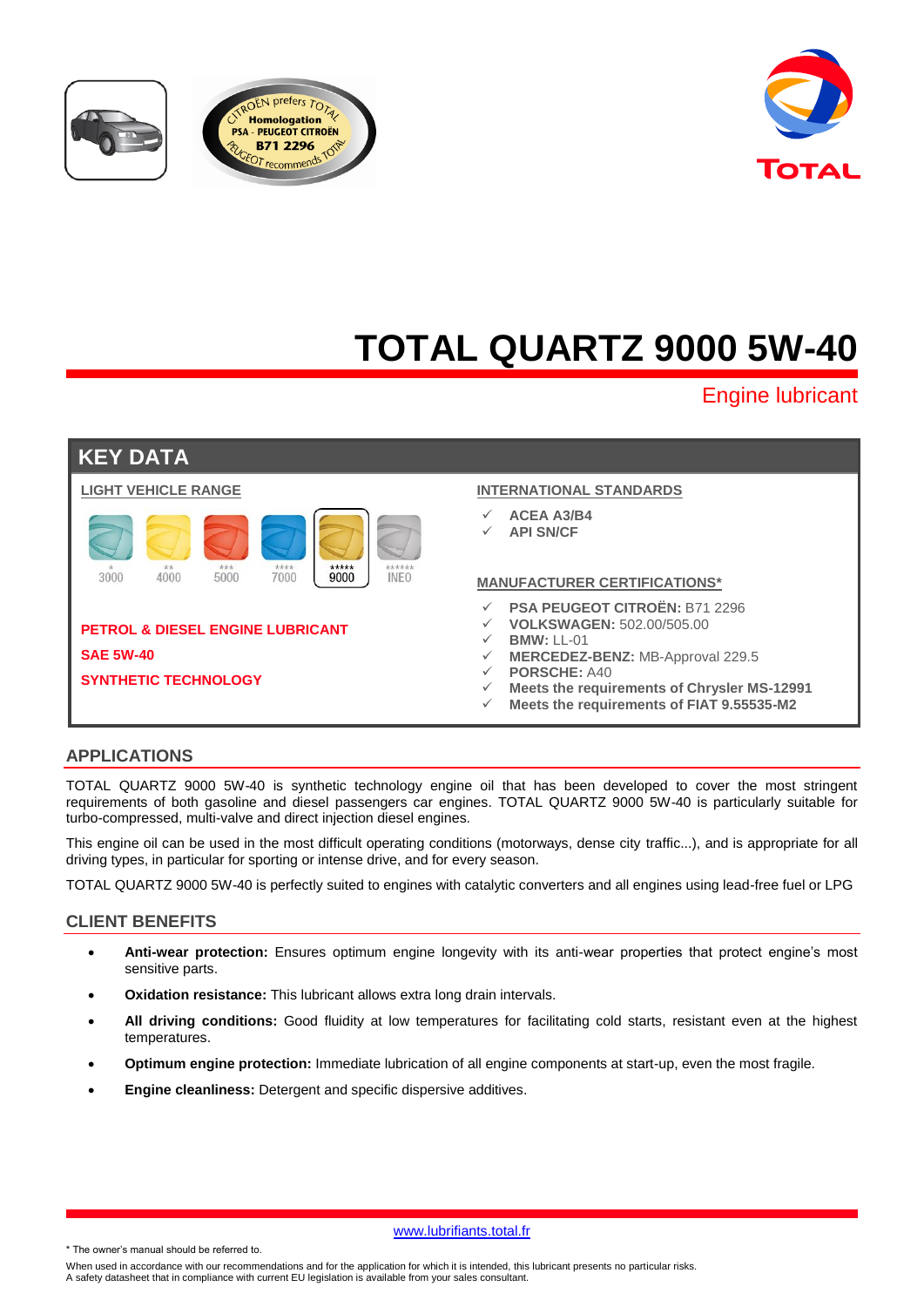# TOTAL QUARTZ 9000 5W-40

Engine lubricant

## KEY DATA

**LIGHT VEHICLE RANGE**

3000 | 4000 | 5000 | 7000 | **9000** | INEO

**PETROL & DIESEL ENGINE LUBRICANT**

**SAE 5W-40**

**SYNTHETIC TECHNOLOGY**

**INTERNATIONAL STANDARDS**

- ✓ **ACEA A3/B4**
- ✓ **API SN/CF**

**MANUFACTURER CERTIFICATIONS***

- ✓ **PSA PEUGEOT CITROËN:** B71 2296
- ✓ **VOLKSWAGEN:** 502.00/505.00
- ✓ **BMW:** LL-01
- ✓ **MERCEDEZ-BENZ:** MB-Approval 229.5
- ✓ **PORSCHE:** A40
- ✓ **Meets the requirements of Chrysler MS-12991**
- ✓ **Meets the requirements of FIAT 9.55535-M2**

## APPLICATIONS

TOTAL QUARTZ 9000 5W-40 is synthetic technology engine oil that has been developed to cover the most stringent requirements of both gasoline and diesel passengers car engines. TOTAL QUARTZ 9000 5W-40 is particularly suitable for turbo-compressed, multi-valve and direct injection diesel engines.

This engine oil can be used in the most difficult operating conditions (motorways, dense city traffic...), and is appropriate for all driving types, in particular for sporting or intense drive, and for every season.

TOTAL QUARTZ 9000 5W-40 is perfectly suited to engines with catalytic converters and all engines using lead-free fuel or LPG

## CLIENT BENEFITS

- **Anti-wear protection:** Ensures optimum engine longevity with its anti-wear properties that protect engine's most sensitive parts.
- **Oxidation resistance:** This lubricant allows extra long drain intervals.
- **All driving conditions:** Good fluidity at low temperatures for facilitating cold starts, resistant even at the highest temperatures.
- **Optimum engine protection:** Immediate lubrication of all engine components at start-up, even the most fragile.
- **Engine cleanliness:** Detergent and specific dispersive additives.

www.lubrifiants.total.fr

* The owner's manual should be referred to.

When used in accordance with our recommendations and for the application for which it is intended, this lubricant presents no particular risks.
A safety datasheet that in compliance with current EU legislation is available from your sales consultant.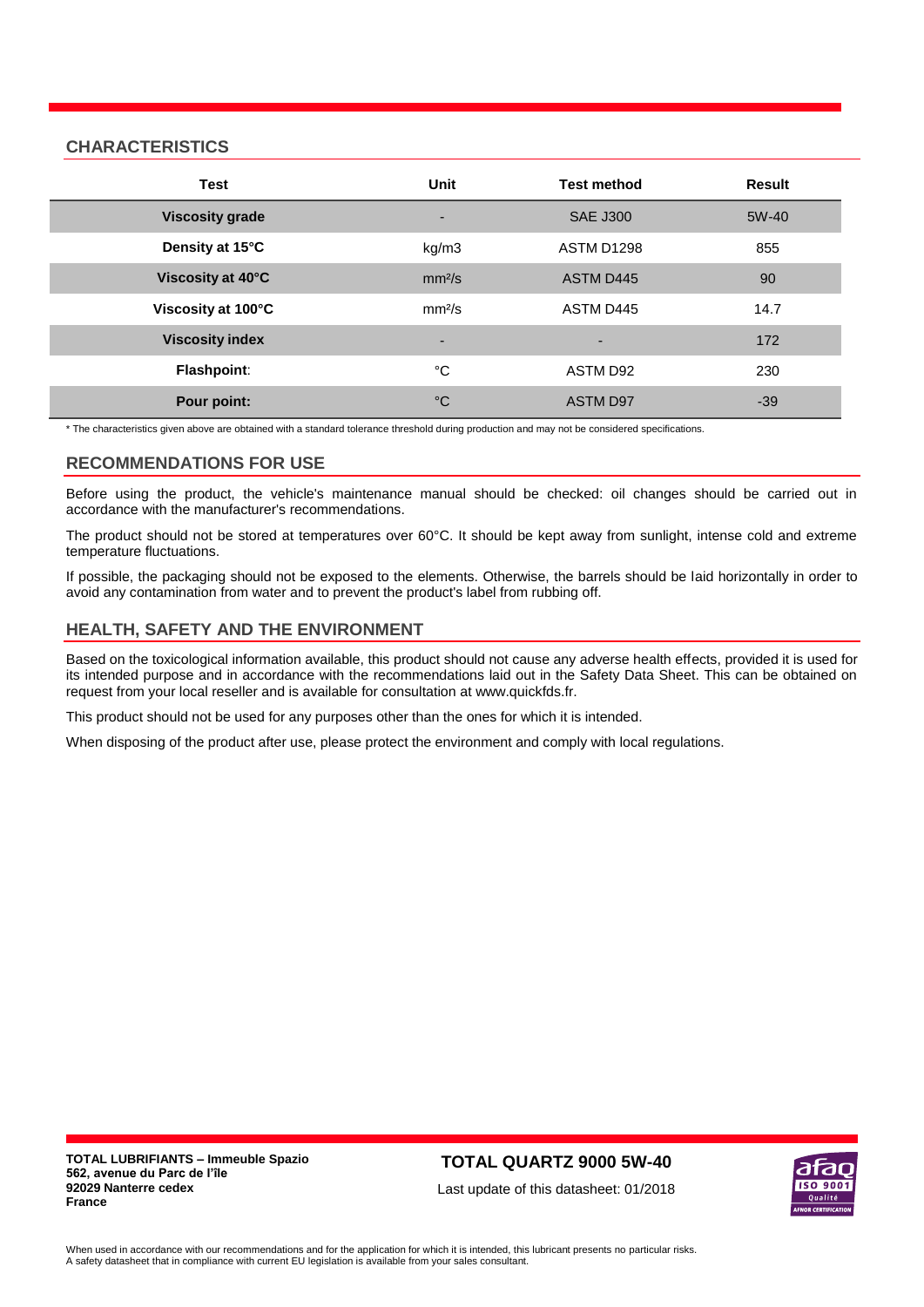## CHARACTERISTICS

| Test | Unit | Test method | Result |
|---|---|---|---|
| **Viscosity grade** | - | SAE J300 | 5W-40 |
| **Density at 15°C** | kg/m3 | ASTM D1298 | 855 |
| **Viscosity at 40°C** | mm²/s | ASTM D445 | 90 |
| **Viscosity at 100°C** | mm²/s | ASTM D445 | 14.7 |
| **Viscosity index** | - | - | 172 |
| **Flashpoint**: | °C | ASTM D92 | 230 |
| **Pour point:** | °C | ASTM D97 | -39 |

* The characteristics given above are obtained with a standard tolerance threshold during production and may not be considered specifications.

## RECOMMENDATIONS FOR USE

Before using the product, the vehicle's maintenance manual should be checked: oil changes should be carried out in accordance with the manufacturer's recommendations.

The product should not be stored at temperatures over 60°C. It should be kept away from sunlight, intense cold and extreme temperature fluctuations.

If possible, the packaging should not be exposed to the elements. Otherwise, the barrels should be laid horizontally in order to avoid any contamination from water and to prevent the product's label from rubbing off.

## HEALTH, SAFETY AND THE ENVIRONMENT

Based on the toxicological information available, this product should not cause any adverse health effects, provided it is used for its intended purpose and in accordance with the recommendations laid out in the Safety Data Sheet. This can be obtained on request from your local reseller and is available for consultation at www.quickfds.fr.

This product should not be used for any purposes other than the ones for which it is intended.

When disposing of the product after use, please protect the environment and comply with local regulations.

**TOTAL LUBRIFIANTS – Immeuble Spazio**
**562, avenue du Parc de l'île**
**92029 Nanterre cedex**
**France**

**TOTAL QUARTZ 9000 5W-40**

Last update of this datasheet: 01/2018

When used in accordance with our recommendations and for the application for which it is intended, this lubricant presents no particular risks.
A safety datasheet that in compliance with current EU legislation is available from your sales consultant.